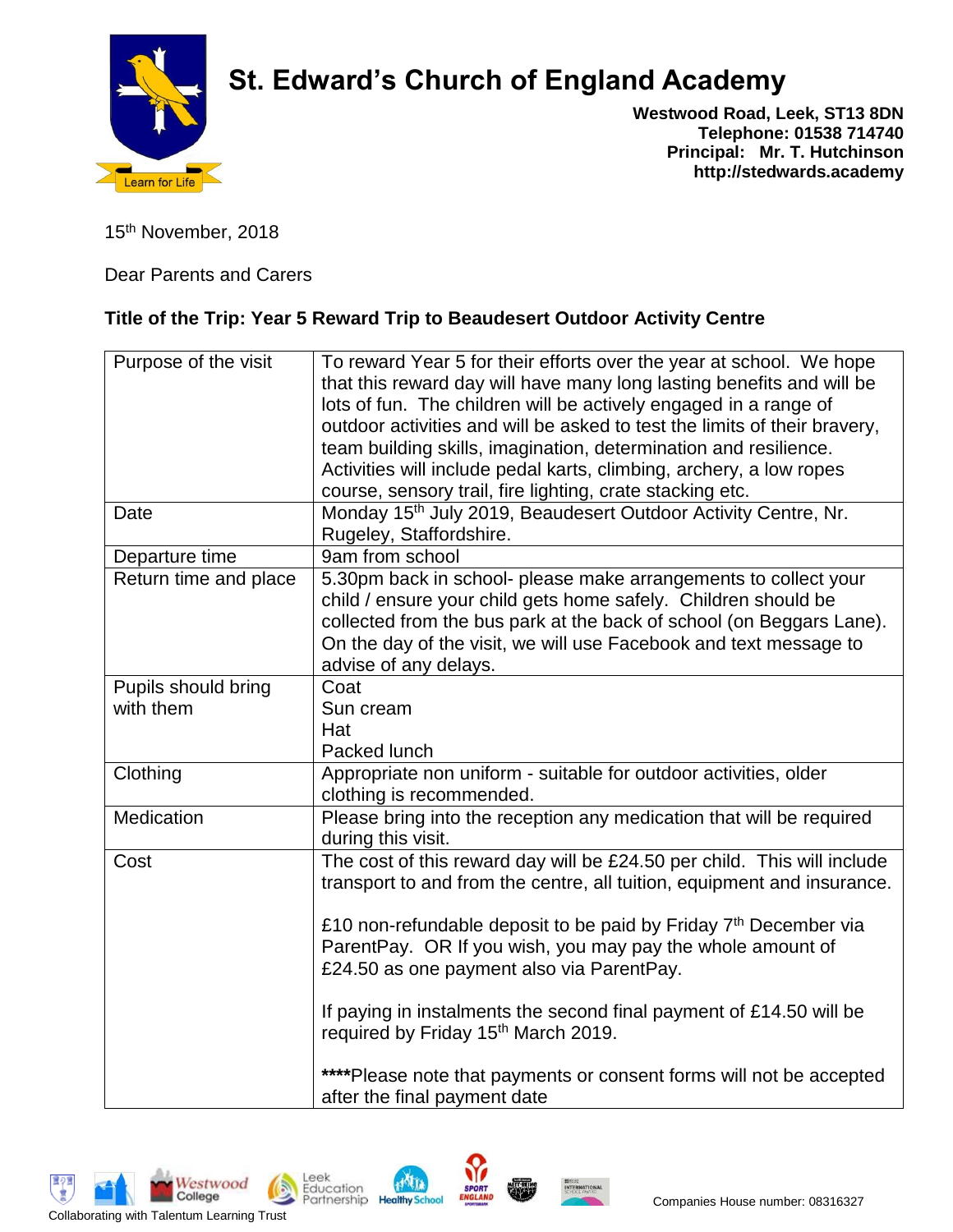# St. Edward's Church of England Academy

**Westwood Road, Leek, ST13 8DN**
**Telephone: 01538 714740**
**Principal: Mr. T. Hutchinson**
**http://stedwards.academy**

Learn for Life

15th November, 2018

Dear Parents and Carers

**Title of the Trip: Year 5 Reward Trip to Beaudesert Outdoor Activity Centre**

| | |
|---|---|
| Purpose of the visit | To reward Year 5 for their efforts over the year at school. We hope that this reward day will have many long lasting benefits and will be lots of fun. The children will be actively engaged in a range of outdoor activities and will be asked to test the limits of their bravery, team building skills, imagination, determination and resilience. Activities will include pedal karts, climbing, archery, a low ropes course, sensory trail, fire lighting, crate stacking etc. |
| Date | Monday 15th July 2019, Beaudesert Outdoor Activity Centre, Nr. Rugeley, Staffordshire. |
| Departure time | 9am from school |
| Return time and place | 5.30pm back in school- please make arrangements to collect your child / ensure your child gets home safely. Children should be collected from the bus park at the back of school (on Beggars Lane). On the day of the visit, we will use Facebook and text message to advise of any delays. |
| Pupils should bring with them | Coat<br>Sun cream<br>Hat<br>Packed lunch |
| Clothing | Appropriate non uniform - suitable for outdoor activities, older clothing is recommended. |
| Medication | Please bring into the reception any medication that will be required during this visit. |
| Cost | The cost of this reward day will be £24.50 per child. This will include transport to and from the centre, all tuition, equipment and insurance.<br><br>£10 non-refundable deposit to be paid by Friday 7th December via ParentPay. OR If you wish, you may pay the whole amount of £24.50 as one payment also via ParentPay.<br><br>If paying in instalments the second final payment of £14.50 will be required by Friday 15th March 2019.<br><br>****Please note that payments or consent forms will not be accepted after the final payment date |

Collaborating with Talentum Learning Trust

Companies House number: 08316327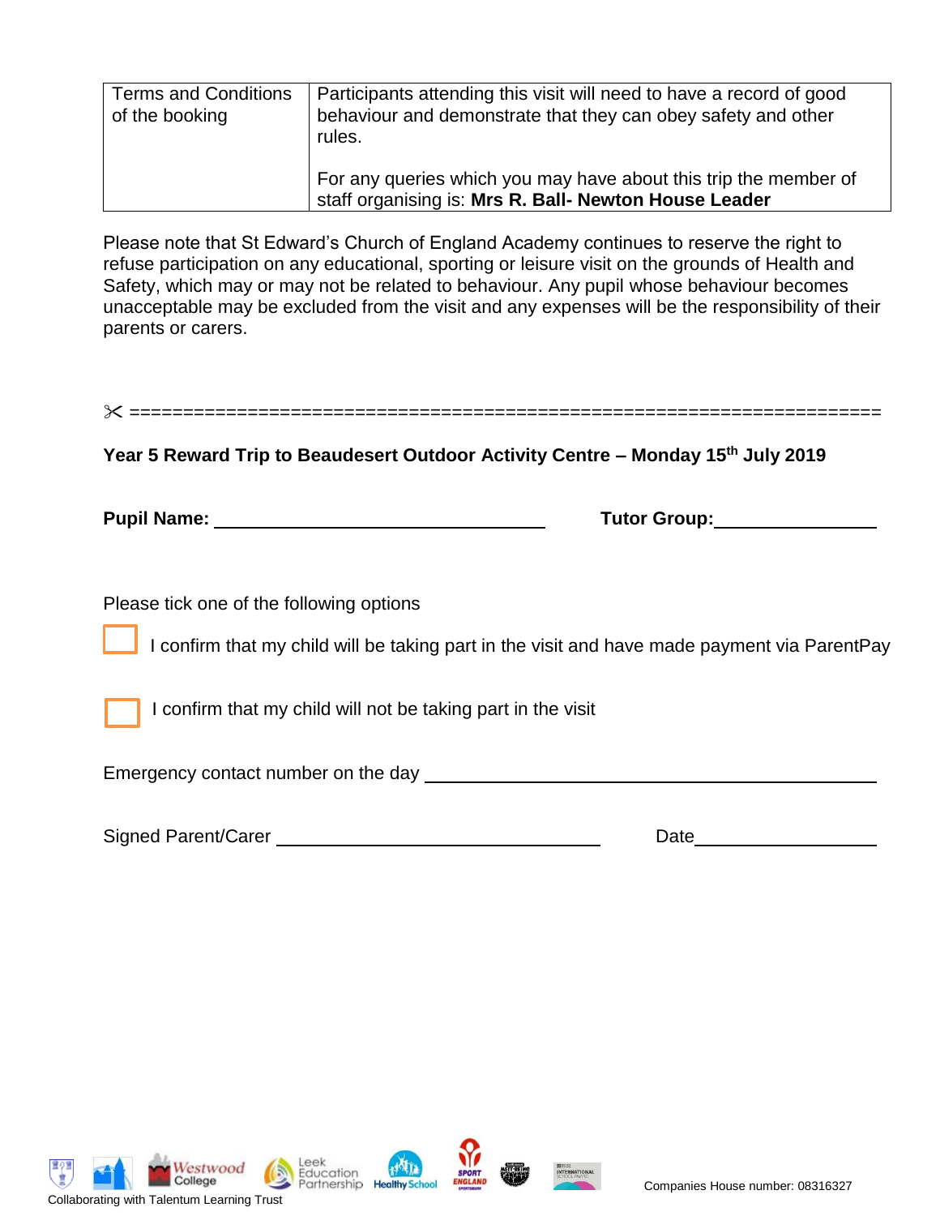| | |
|---|---|
| Terms and Conditions of the booking | Participants attending this visit will need to have a record of good behaviour and demonstrate that they can obey safety and other rules.<br><br>For any queries which you may have about this trip the member of staff organising is: **Mrs R. Ball- Newton House Leader** |

Please note that St Edward's Church of England Academy continues to reserve the right to refuse participation on any educational, sporting or leisure visit on the grounds of Health and Safety, which may or may not be related to behaviour. Any pupil whose behaviour becomes unacceptable may be excluded from the visit and any expenses will be the responsibility of their parents or carers.

✂ ================================================================

**Year 5 Reward Trip to Beaudesert Outdoor Activity Centre – Monday 15th July 2019**

**Pupil Name:** ________________________________ **Tutor Group:**_______________

Please tick one of the following options

☐ I confirm that my child will be taking part in the visit and have made payment via ParentPay

☐ I confirm that my child will not be taking part in the visit

Emergency contact number on the day ____________________________________________

Signed Parent/Carer _______________________________ Date_________________

Collaborating with Talentum Learning Trust

Companies House number: 08316327